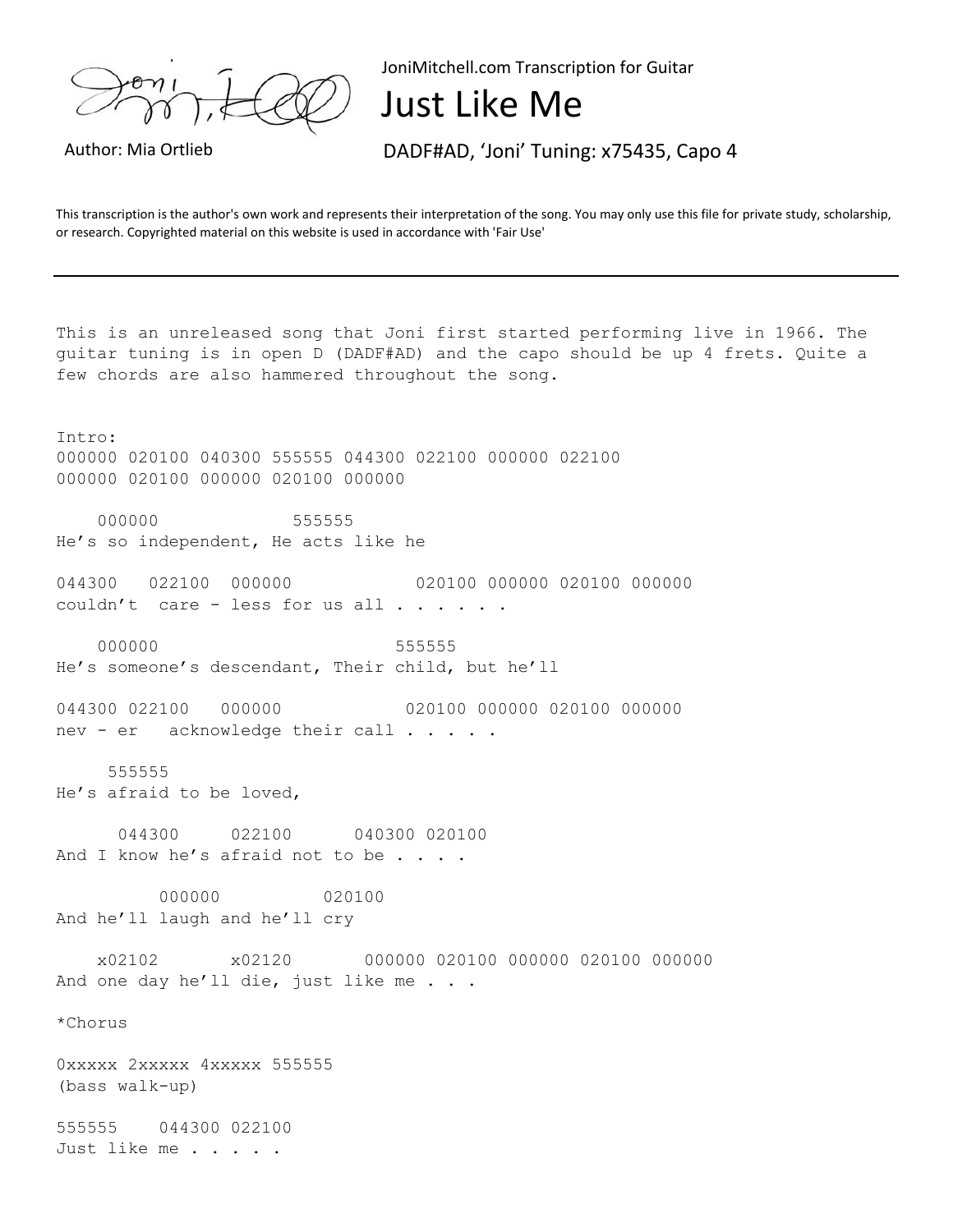JoniMitchell.com Transcription for Guitar

# Just Like Me

Author: Mia Ortlieb

DADF#AD, 'Joni' Tuning: x75435, Capo 4

This transcription is the author's own work and represents their interpretation of the song. You may only use this file for private study, scholarship, or research. Copyrighted material on this website is used in accordance with 'Fair Use'

---

This is an unreleased song that Joni first started performing live in 1966. The guitar tuning is in open D (DADF#AD) and the capo should be up 4 frets. Quite a few chords are also hammered throughout the song.

```
Intro:
000000 020100 040300 555555 044300 022100 000000 022100
000000 020100 000000 020100 000000

    000000             555555
He's so independent, He acts like he

044300   022100  000000            020100 000000 020100 000000
couldn't  care - less for us all . . . . . .

    000000                       555555
He's someone's descendant, Their child, but he'll

044300 022100   000000            020100 000000 020100 000000
nev - er   acknowledge their call . . . . .

     555555
He's afraid to be loved,

      044300     022100      040300 020100
And I know he's afraid not to be . . . .

         000000          020100
And he'll laugh and he'll cry

    x02102       x02120       000000 020100 000000 020100 000000
And one day he'll die, just like me . . .

*Chorus

0xxxxx 2xxxxx 4xxxxx 555555
(bass walk-up)

555555    044300 022100
Just like me . . . . .
```